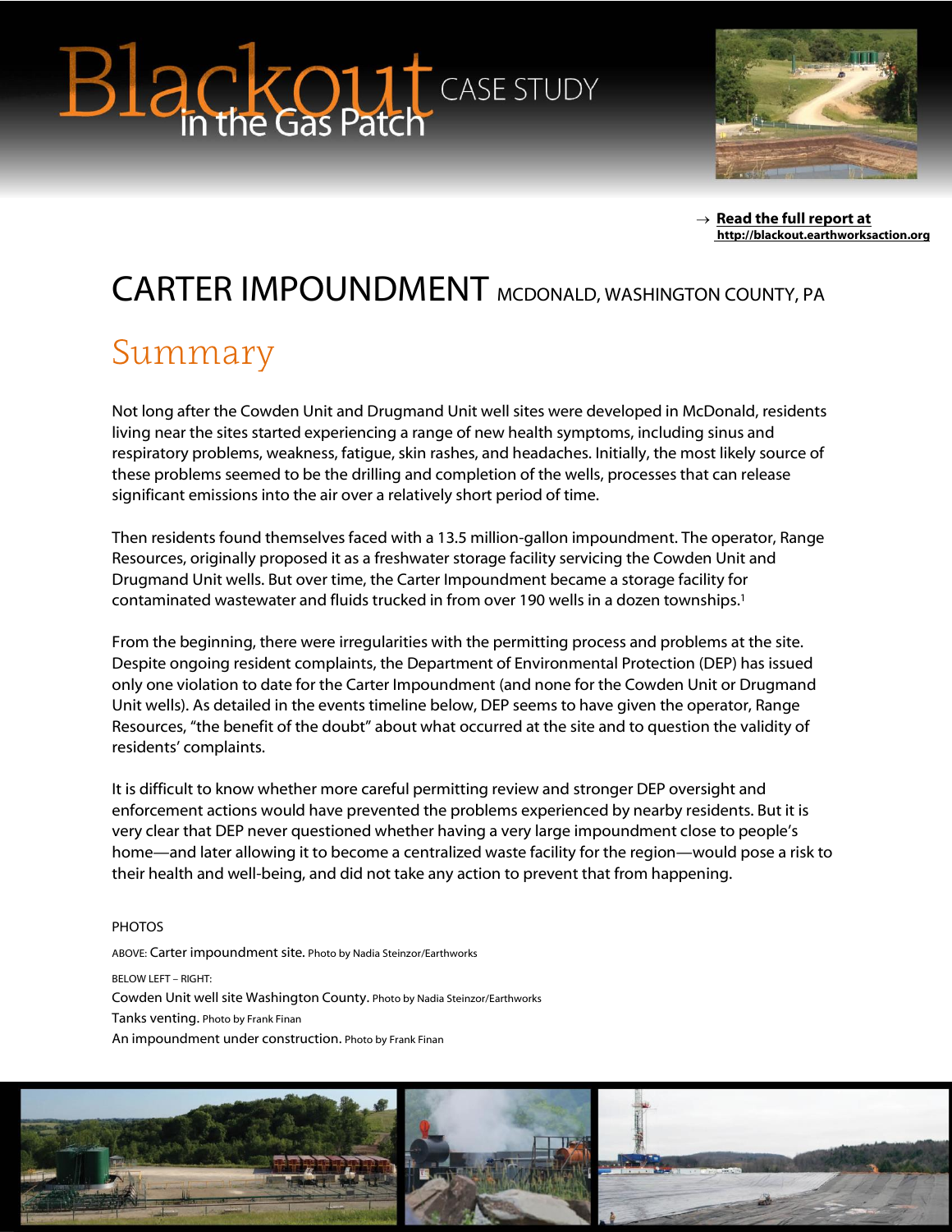# Blackout in the Gas Patch CASE STUDY

→ **Read the full report at http://blackout.earthworksaction.org**

## CARTER IMPOUNDMENT MCDONALD, WASHINGTON COUNTY, PA

## Summary

Not long after the Cowden Unit and Drugmand Unit well sites were developed in McDonald, residents living near the sites started experiencing a range of new health symptoms, including sinus and respiratory problems, weakness, fatigue, skin rashes, and headaches. Initially, the most likely source of these problems seemed to be the drilling and completion of the wells, processes that can release significant emissions into the air over a relatively short period of time.

Then residents found themselves faced with a 13.5 million-gallon impoundment. The operator, Range Resources, originally proposed it as a freshwater storage facility servicing the Cowden Unit and Drugmand Unit wells. But over time, the Carter Impoundment became a storage facility for contaminated wastewater and fluids trucked in from over 190 wells in a dozen townships.[1]

From the beginning, there were irregularities with the permitting process and problems at the site. Despite ongoing resident complaints, the Department of Environmental Protection (DEP) has issued only one violation to date for the Carter Impoundment (and none for the Cowden Unit or Drugmand Unit wells). As detailed in the events timeline below, DEP seems to have given the operator, Range Resources, "the benefit of the doubt" about what occurred at the site and to question the validity of residents' complaints.

It is difficult to know whether more careful permitting review and stronger DEP oversight and enforcement actions would have prevented the problems experienced by nearby residents. But it is very clear that DEP never questioned whether having a very large impoundment close to people's home—and later allowing it to become a centralized waste facility for the region—would pose a risk to their health and well-being, and did not take any action to prevent that from happening.

PHOTOS

ABOVE: Carter impoundment site. Photo by Nadia Steinzor/Earthworks

BELOW LEFT – RIGHT:

Cowden Unit well site Washington County. Photo by Nadia Steinzor/Earthworks

Tanks venting. Photo by Frank Finan

An impoundment under construction. Photo by Frank Finan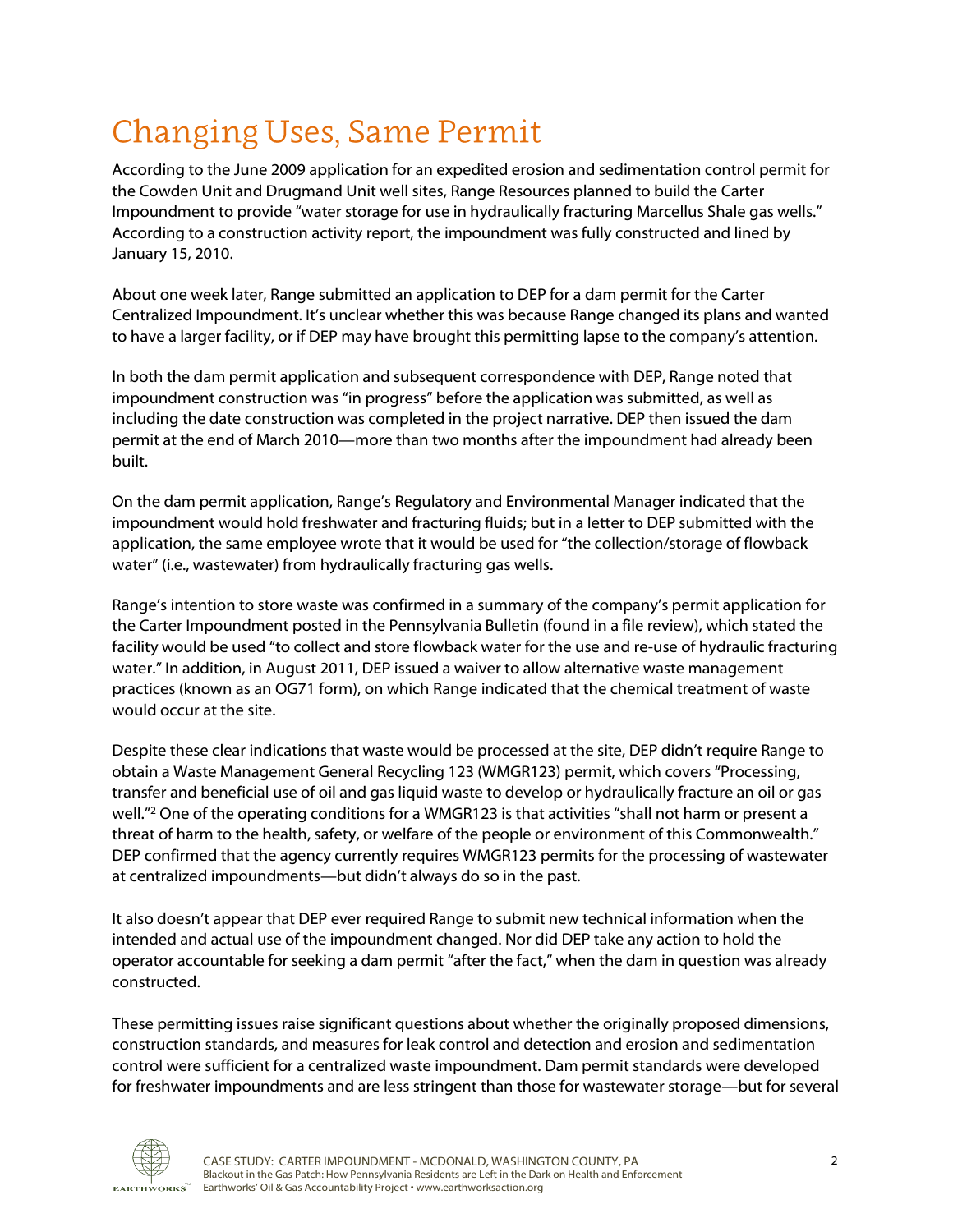# Changing Uses, Same Permit

According to the June 2009 application for an expedited erosion and sedimentation control permit for the Cowden Unit and Drugmand Unit well sites, Range Resources planned to build the Carter Impoundment to provide "water storage for use in hydraulically fracturing Marcellus Shale gas wells." According to a construction activity report, the impoundment was fully constructed and lined by January 15, 2010.

About one week later, Range submitted an application to DEP for a dam permit for the Carter Centralized Impoundment. It's unclear whether this was because Range changed its plans and wanted to have a larger facility, or if DEP may have brought this permitting lapse to the company's attention.

In both the dam permit application and subsequent correspondence with DEP, Range noted that impoundment construction was "in progress" before the application was submitted, as well as including the date construction was completed in the project narrative. DEP then issued the dam permit at the end of March 2010—more than two months after the impoundment had already been built.

On the dam permit application, Range's Regulatory and Environmental Manager indicated that the impoundment would hold freshwater and fracturing fluids; but in a letter to DEP submitted with the application, the same employee wrote that it would be used for "the collection/storage of flowback water" (i.e., wastewater) from hydraulically fracturing gas wells.

Range's intention to store waste was confirmed in a summary of the company's permit application for the Carter Impoundment posted in the Pennsylvania Bulletin (found in a file review), which stated the facility would be used "to collect and store flowback water for the use and re-use of hydraulic fracturing water." In addition, in August 2011, DEP issued a waiver to allow alternative waste management practices (known as an OG71 form), on which Range indicated that the chemical treatment of waste would occur at the site.

Despite these clear indications that waste would be processed at the site, DEP didn't require Range to obtain a Waste Management General Recycling 123 (WMGR123) permit, which covers "Processing, transfer and beneficial use of oil and gas liquid waste to develop or hydraulically fracture an oil or gas well."[2] One of the operating conditions for a WMGR123 is that activities "shall not harm or present a threat of harm to the health, safety, or welfare of the people or environment of this Commonwealth." DEP confirmed that the agency currently requires WMGR123 permits for the processing of wastewater at centralized impoundments—but didn't always do so in the past.

It also doesn't appear that DEP ever required Range to submit new technical information when the intended and actual use of the impoundment changed. Nor did DEP take any action to hold the operator accountable for seeking a dam permit "after the fact," when the dam in question was already constructed.

These permitting issues raise significant questions about whether the originally proposed dimensions, construction standards, and measures for leak control and detection and erosion and sedimentation control were sufficient for a centralized waste impoundment. Dam permit standards were developed for freshwater impoundments and are less stringent than those for wastewater storage—but for several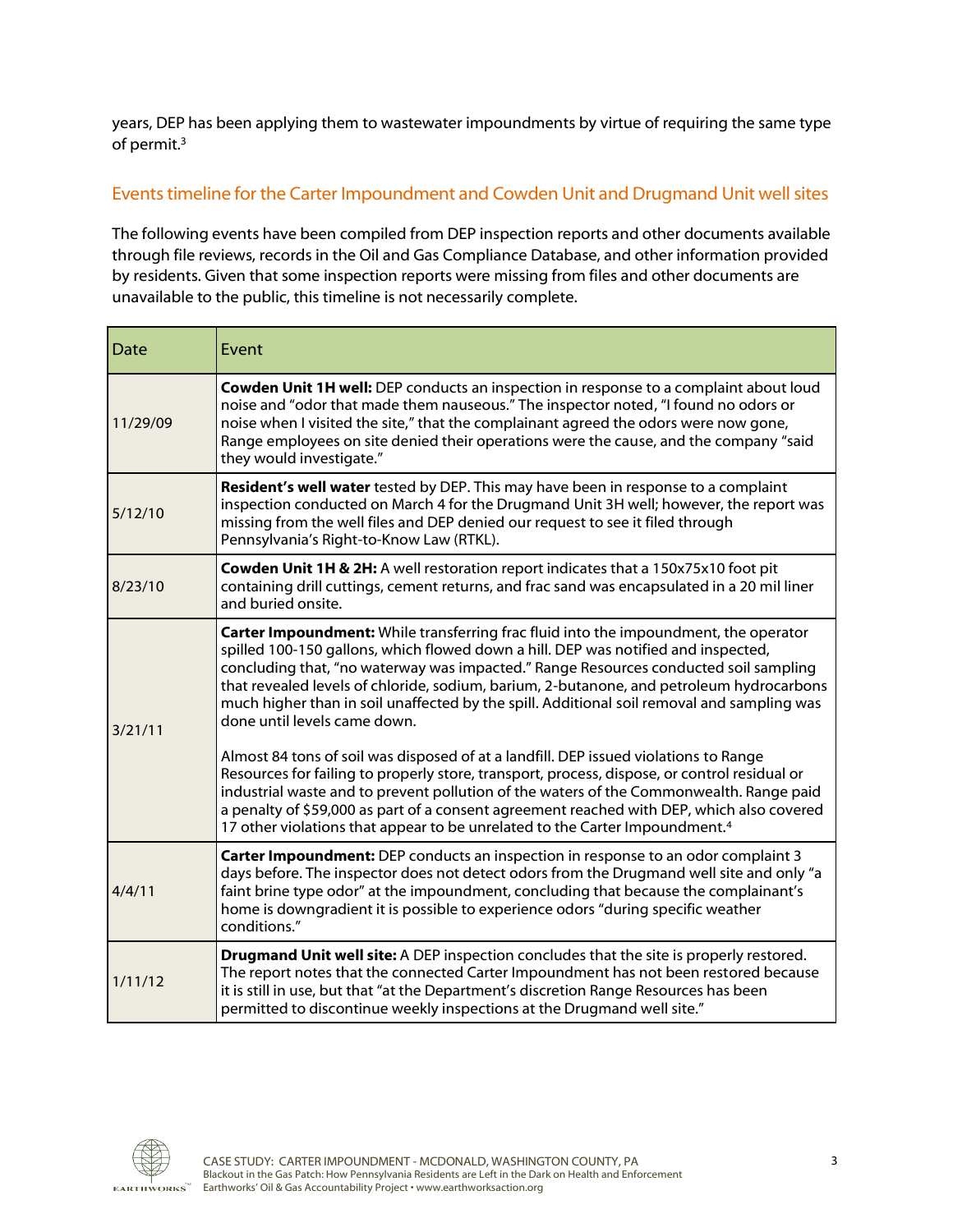years, DEP has been applying them to wastewater impoundments by virtue of requiring the same type of permit.[3]

## Events timeline for the Carter Impoundment and Cowden Unit and Drugmand Unit well sites

The following events have been compiled from DEP inspection reports and other documents available through file reviews, records in the Oil and Gas Compliance Database, and other information provided by residents. Given that some inspection reports were missing from files and other documents are unavailable to the public, this timeline is not necessarily complete.

| Date | Event |
|---|---|
| 11/29/09 | **Cowden Unit 1H well:** DEP conducts an inspection in response to a complaint about loud noise and "odor that made them nauseous." The inspector noted, "I found no odors or noise when I visited the site," that the complainant agreed the odors were now gone, Range employees on site denied their operations were the cause, and the company "said they would investigate." |
| 5/12/10 | **Resident's well water** tested by DEP. This may have been in response to a complaint inspection conducted on March 4 for the Drugmand Unit 3H well; however, the report was missing from the well files and DEP denied our request to see it filed through Pennsylvania's Right-to-Know Law (RTKL). |
| 8/23/10 | **Cowden Unit 1H & 2H:** A well restoration report indicates that a 150x75x10 foot pit containing drill cuttings, cement returns, and frac sand was encapsulated in a 20 mil liner and buried onsite. |
| 3/21/11 | **Carter Impoundment:** While transferring frac fluid into the impoundment, the operator spilled 100-150 gallons, which flowed down a hill. DEP was notified and inspected, concluding that, "no waterway was impacted." Range Resources conducted soil sampling that revealed levels of chloride, sodium, barium, 2-butanone, and petroleum hydrocarbons much higher than in soil unaffected by the spill. Additional soil removal and sampling was done until levels came down.<br><br>Almost 84 tons of soil was disposed of at a landfill. DEP issued violations to Range Resources for failing to properly store, transport, process, dispose, or control residual or industrial waste and to prevent pollution of the waters of the Commonwealth. Range paid a penalty of $59,000 as part of a consent agreement reached with DEP, which also covered 17 other violations that appear to be unrelated to the Carter Impoundment.[4] |
| 4/4/11 | **Carter Impoundment:** DEP conducts an inspection in response to an odor complaint 3 days before. The inspector does not detect odors from the Drugmand well site and only "a faint brine type odor" at the impoundment, concluding that because the complainant's home is downgradient it is possible to experience odors "during specific weather conditions." |
| 1/11/12 | **Drugmand Unit well site:** A DEP inspection concludes that the site is properly restored. The report notes that the connected Carter Impoundment has not been restored because it is still in use, but that "at the Department's discretion Range Resources has been permitted to discontinue weekly inspections at the Drugmand well site." |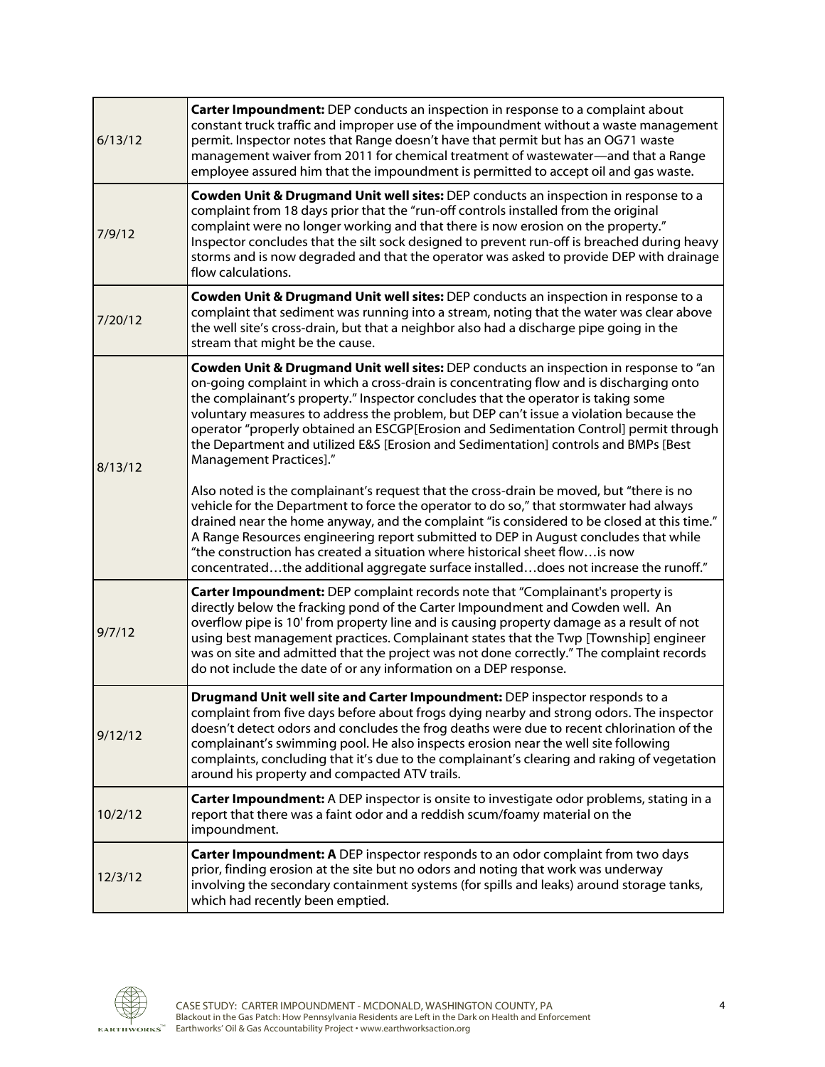| | |
|---|---|
| 6/13/12 | **Carter Impoundment:** DEP conducts an inspection in response to a complaint about constant truck traffic and improper use of the impoundment without a waste management permit. Inspector notes that Range doesn't have that permit but has an OG71 waste management waiver from 2011 for chemical treatment of wastewater—and that a Range employee assured him that the impoundment is permitted to accept oil and gas waste. |
| 7/9/12 | **Cowden Unit & Drugmand Unit well sites:** DEP conducts an inspection in response to a complaint from 18 days prior that the "run-off controls installed from the original complaint were no longer working and that there is now erosion on the property." Inspector concludes that the silt sock designed to prevent run-off is breached during heavy storms and is now degraded and that the operator was asked to provide DEP with drainage flow calculations. |
| 7/20/12 | **Cowden Unit & Drugmand Unit well sites:** DEP conducts an inspection in response to a complaint that sediment was running into a stream, noting that the water was clear above the well site's cross-drain, but that a neighbor also had a discharge pipe going in the stream that might be the cause. |
| 8/13/12 | **Cowden Unit & Drugmand Unit well sites:** DEP conducts an inspection in response to "an on-going complaint in which a cross-drain is concentrating flow and is discharging onto the complainant's property." Inspector concludes that the operator is taking some voluntary measures to address the problem, but DEP can't issue a violation because the operator "properly obtained an ESCGP[Erosion and Sedimentation Control] permit through the Department and utilized E&S [Erosion and Sedimentation] controls and BMPs [Best Management Practices]."<br><br>Also noted is the complainant's request that the cross-drain be moved, but "there is no vehicle for the Department to force the operator to do so," that stormwater had always drained near the home anyway, and the complaint "is considered to be closed at this time." A Range Resources engineering report submitted to DEP in August concludes that while "the construction has created a situation where historical sheet flow…is now concentrated…the additional aggregate surface installed…does not increase the runoff." |
| 9/7/12 | **Carter Impoundment:** DEP complaint records note that "Complainant's property is directly below the fracking pond of the Carter Impoundment and Cowden well. An overflow pipe is 10' from property line and is causing property damage as a result of not using best management practices. Complainant states that the Twp [Township] engineer was on site and admitted that the project was not done correctly." The complaint records do not include the date of or any information on a DEP response. |
| 9/12/12 | **Drugmand Unit well site and Carter Impoundment:** DEP inspector responds to a complaint from five days before about frogs dying nearby and strong odors. The inspector doesn't detect odors and concludes the frog deaths were due to recent chlorination of the complainant's swimming pool. He also inspects erosion near the well site following complaints, concluding that it's due to the complainant's clearing and raking of vegetation around his property and compacted ATV trails. |
| 10/2/12 | **Carter Impoundment:** A DEP inspector is onsite to investigate odor problems, stating in a report that there was a faint odor and a reddish scum/foamy material on the impoundment. |
| 12/3/12 | **Carter Impoundment: A** DEP inspector responds to an odor complaint from two days prior, finding erosion at the site but no odors and noting that work was underway involving the secondary containment systems (for spills and leaks) around storage tanks, which had recently been emptied. |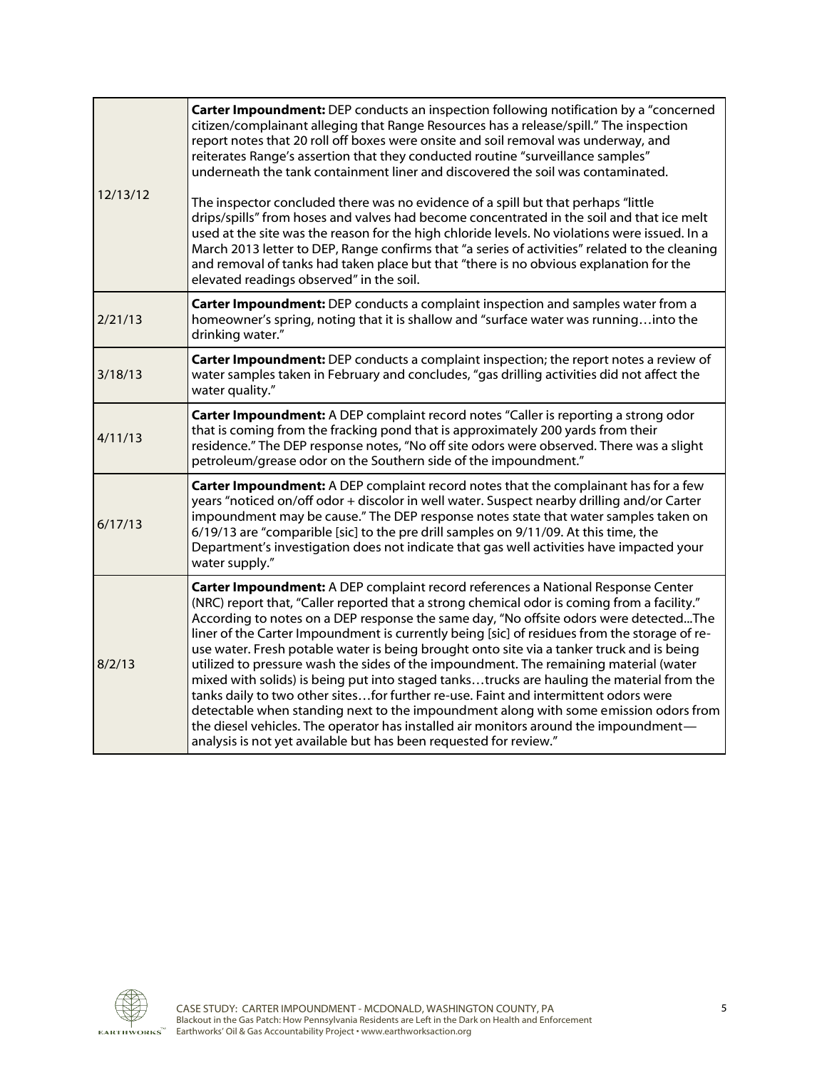| | |
|---|---|
| 12/13/12 | **Carter Impoundment:** DEP conducts an inspection following notification by a "concerned citizen/complainant alleging that Range Resources has a release/spill." The inspection report notes that 20 roll off boxes were onsite and soil removal was underway, and reiterates Range's assertion that they conducted routine "surveillance samples" underneath the tank containment liner and discovered the soil was contaminated.<br><br>The inspector concluded there was no evidence of a spill but that perhaps "little drips/spills" from hoses and valves had become concentrated in the soil and that ice melt used at the site was the reason for the high chloride levels. No violations were issued. In a March 2013 letter to DEP, Range confirms that "a series of activities" related to the cleaning and removal of tanks had taken place but that "there is no obvious explanation for the elevated readings observed" in the soil. |
| 2/21/13 | **Carter Impoundment:** DEP conducts a complaint inspection and samples water from a homeowner's spring, noting that it is shallow and "surface water was running…into the drinking water." |
| 3/18/13 | **Carter Impoundment:** DEP conducts a complaint inspection; the report notes a review of water samples taken in February and concludes, "gas drilling activities did not affect the water quality." |
| 4/11/13 | **Carter Impoundment:** A DEP complaint record notes "Caller is reporting a strong odor that is coming from the fracking pond that is approximately 200 yards from their residence." The DEP response notes, "No off site odors were observed. There was a slight petroleum/grease odor on the Southern side of the impoundment." |
| 6/17/13 | **Carter Impoundment:** A DEP complaint record notes that the complainant has for a few years "noticed on/off odor + discolor in well water. Suspect nearby drilling and/or Carter impoundment may be cause." The DEP response notes state that water samples taken on 6/19/13 are "comparible [sic] to the pre drill samples on 9/11/09. At this time, the Department's investigation does not indicate that gas well activities have impacted your water supply." |
| 8/2/13 | **Carter Impoundment:** A DEP complaint record references a National Response Center (NRC) report that, "Caller reported that a strong chemical odor is coming from a facility." According to notes on a DEP response the same day, "No offsite odors were detected...The liner of the Carter Impoundment is currently being [sic] of residues from the storage of re-use water. Fresh potable water is being brought onto site via a tanker truck and is being utilized to pressure wash the sides of the impoundment. The remaining material (water mixed with solids) is being put into staged tanks…trucks are hauling the material from the tanks daily to two other sites…for further re-use. Faint and intermittent odors were detectable when standing next to the impoundment along with some emission odors from the diesel vehicles. The operator has installed air monitors around the impoundment—analysis is not yet available but has been requested for review." |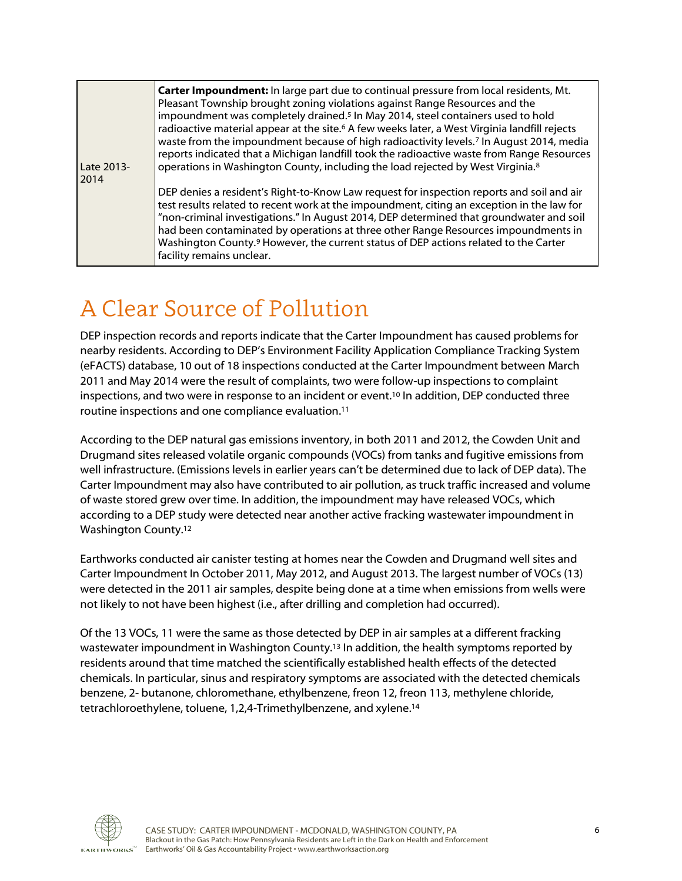| Late 2013-2014 | **Carter Impoundment:** In large part due to continual pressure from local residents, Mt. Pleasant Township brought zoning violations against Range Resources and the impoundment was completely drained.[5] In May 2014, steel containers used to hold radioactive material appear at the site.[6] A few weeks later, a West Virginia landfill rejects waste from the impoundment because of high radioactivity levels.[7] In August 2014, media reports indicated that a Michigan landfill took the radioactive waste from Range Resources operations in Washington County, including the load rejected by West Virginia.[8]<br><br>DEP denies a resident's Right-to-Know Law request for inspection reports and soil and air test results related to recent work at the impoundment, citing an exception in the law for "non-criminal investigations." In August 2014, DEP determined that groundwater and soil had been contaminated by operations at three other Range Resources impoundments in Washington County.[9] However, the current status of DEP actions related to the Carter facility remains unclear. |
|---|---|

# A Clear Source of Pollution

DEP inspection records and reports indicate that the Carter Impoundment has caused problems for nearby residents. According to DEP's Environment Facility Application Compliance Tracking System (eFACTS) database, 10 out of 18 inspections conducted at the Carter Impoundment between March 2011 and May 2014 were the result of complaints, two were follow-up inspections to complaint inspections, and two were in response to an incident or event.[10] In addition, DEP conducted three routine inspections and one compliance evaluation.[11]

According to the DEP natural gas emissions inventory, in both 2011 and 2012, the Cowden Unit and Drugmand sites released volatile organic compounds (VOCs) from tanks and fugitive emissions from well infrastructure. (Emissions levels in earlier years can't be determined due to lack of DEP data). The Carter Impoundment may also have contributed to air pollution, as truck traffic increased and volume of waste stored grew over time. In addition, the impoundment may have released VOCs, which according to a DEP study were detected near another active fracking wastewater impoundment in Washington County.[12]

Earthworks conducted air canister testing at homes near the Cowden and Drugmand well sites and Carter Impoundment In October 2011, May 2012, and August 2013. The largest number of VOCs (13) were detected in the 2011 air samples, despite being done at a time when emissions from wells were not likely to not have been highest (i.e., after drilling and completion had occurred).

Of the 13 VOCs, 11 were the same as those detected by DEP in air samples at a different fracking wastewater impoundment in Washington County.[13] In addition, the health symptoms reported by residents around that time matched the scientifically established health effects of the detected chemicals. In particular, sinus and respiratory symptoms are associated with the detected chemicals benzene, 2- butanone, chloromethane, ethylbenzene, freon 12, freon 113, methylene chloride, tetrachloroethylene, toluene, 1,2,4-Trimethylbenzene, and xylene.[14]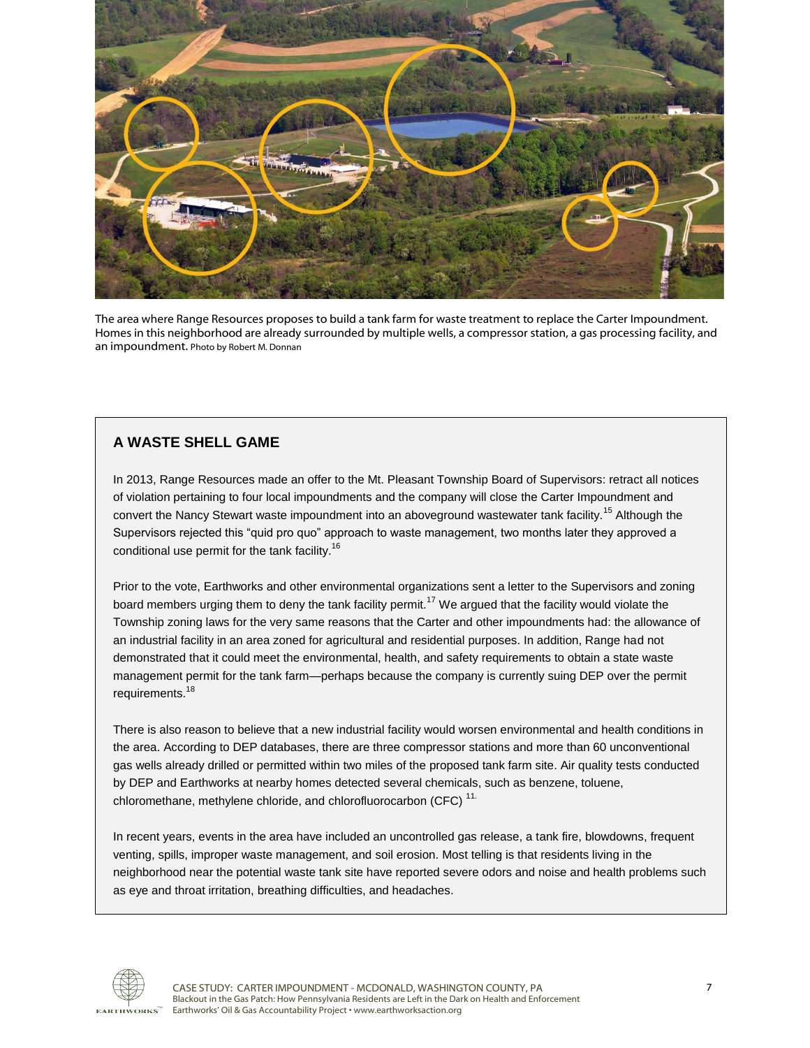The area where Range Resources proposes to build a tank farm for waste treatment to replace the Carter Impoundment. Homes in this neighborhood are already surrounded by multiple wells, a compressor station, a gas processing facility, and an impoundment. Photo by Robert M. Donnan

### A WASTE SHELL GAME

In 2013, Range Resources made an offer to the Mt. Pleasant Township Board of Supervisors: retract all notices of violation pertaining to four local impoundments and the company will close the Carter Impoundment and convert the Nancy Stewart waste impoundment into an aboveground wastewater tank facility.[15] Although the Supervisors rejected this "quid pro quo" approach to waste management, two months later they approved a conditional use permit for the tank facility.[16]

Prior to the vote, Earthworks and other environmental organizations sent a letter to the Supervisors and zoning board members urging them to deny the tank facility permit.[17] We argued that the facility would violate the Township zoning laws for the very same reasons that the Carter and other impoundments had: the allowance of an industrial facility in an area zoned for agricultural and residential purposes. In addition, Range had not demonstrated that it could meet the environmental, health, and safety requirements to obtain a state waste management permit for the tank farm—perhaps because the company is currently suing DEP over the permit requirements.[18]

There is also reason to believe that a new industrial facility would worsen environmental and health conditions in the area. According to DEP databases, there are three compressor stations and more than 60 unconventional gas wells already drilled or permitted within two miles of the proposed tank farm site. Air quality tests conducted by DEP and Earthworks at nearby homes detected several chemicals, such as benzene, toluene, chloromethane, methylene chloride, and chlorofluorocarbon (CFC) [11.]

In recent years, events in the area have included an uncontrolled gas release, a tank fire, blowdowns, frequent venting, spills, improper waste management, and soil erosion. Most telling is that residents living in the neighborhood near the potential waste tank site have reported severe odors and noise and health problems such as eye and throat irritation, breathing difficulties, and headaches.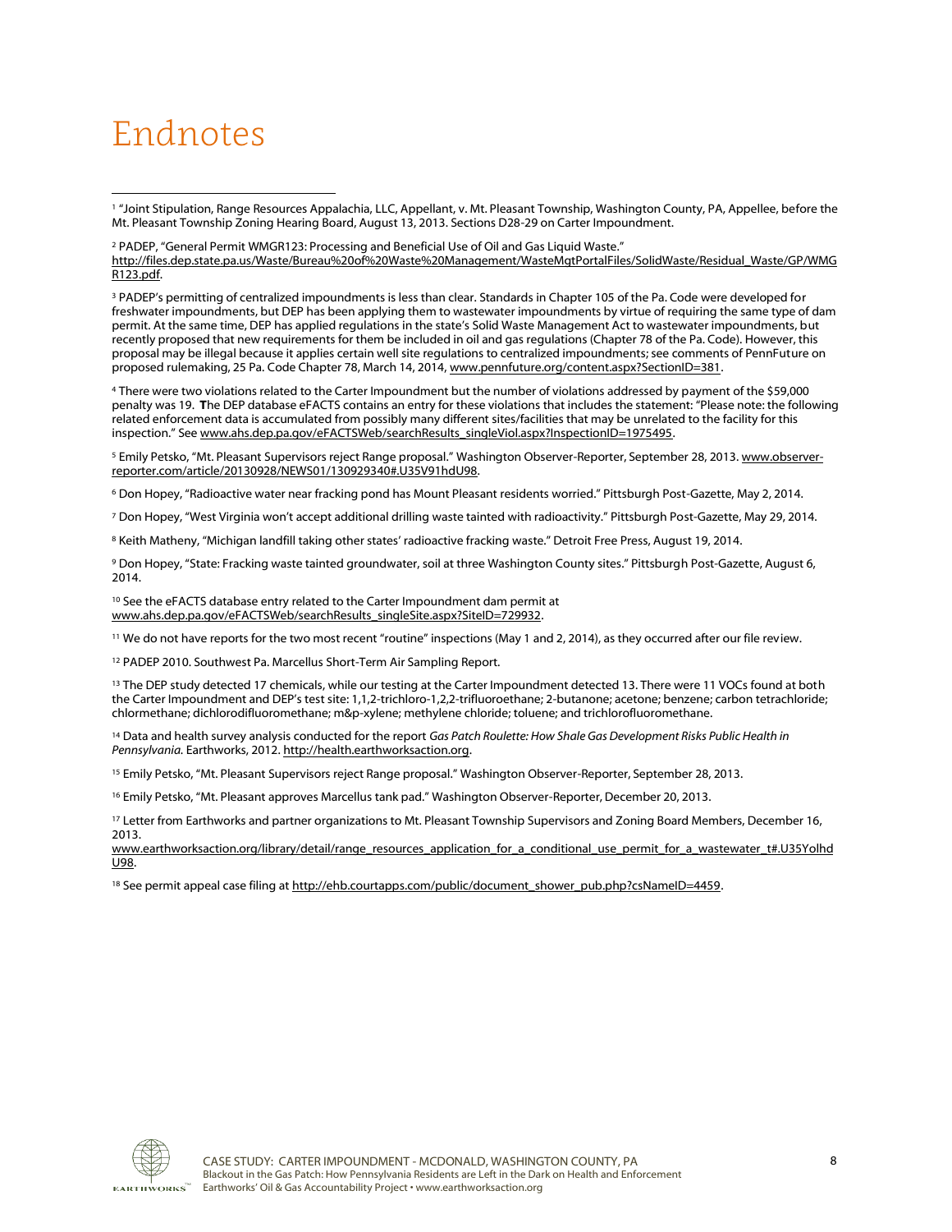# Endnotes

[1] "Joint Stipulation, Range Resources Appalachia, LLC, Appellant, v. Mt. Pleasant Township, Washington County, PA, Appellee, before the Mt. Pleasant Township Zoning Hearing Board, August 13, 2013. Sections D28-29 on Carter Impoundment.

[2] PADEP, "General Permit WMGR123: Processing and Beneficial Use of Oil and Gas Liquid Waste." http://files.dep.state.pa.us/Waste/Bureau%20of%20Waste%20Management/WasteMgtPortalFiles/SolidWaste/Residual_Waste/GP/WMGR123.pdf.

[3] PADEP's permitting of centralized impoundments is less than clear. Standards in Chapter 105 of the Pa. Code were developed for freshwater impoundments, but DEP has been applying them to wastewater impoundments by virtue of requiring the same type of dam permit. At the same time, DEP has applied regulations in the state's Solid Waste Management Act to wastewater impoundments, but recently proposed that new requirements for them be included in oil and gas regulations (Chapter 78 of the Pa. Code). However, this proposal may be illegal because it applies certain well site regulations to centralized impoundments; see comments of PennFuture on proposed rulemaking, 25 Pa. Code Chapter 78, March 14, 2014, www.pennfuture.org/content.aspx?SectionID=381.

[4] There were two violations related to the Carter Impoundment but the number of violations addressed by payment of the $59,000 penalty was 19. **T**he DEP database eFACTS contains an entry for these violations that includes the statement: "Please note: the following related enforcement data is accumulated from possibly many different sites/facilities that may be unrelated to the facility for this inspection." See www.ahs.dep.pa.gov/eFACTSWeb/searchResults_singleViol.aspx?InspectionID=1975495.

[5] Emily Petsko, "Mt. Pleasant Supervisors reject Range proposal." Washington Observer-Reporter, September 28, 2013. www.observer-reporter.com/article/20130928/NEWS01/130929340#.U35V91hdU98.

[6] Don Hopey, "Radioactive water near fracking pond has Mount Pleasant residents worried." Pittsburgh Post-Gazette, May 2, 2014.

[7] Don Hopey, "West Virginia won't accept additional drilling waste tainted with radioactivity." Pittsburgh Post-Gazette, May 29, 2014.

[8] Keith Matheny, "Michigan landfill taking other states' radioactive fracking waste." Detroit Free Press, August 19, 2014.

[9] Don Hopey, "State: Fracking waste tainted groundwater, soil at three Washington County sites." Pittsburgh Post-Gazette, August 6, 2014.

[10] See the eFACTS database entry related to the Carter Impoundment dam permit at www.ahs.dep.pa.gov/eFACTSWeb/searchResults_singleSite.aspx?SiteID=729932.

[11] We do not have reports for the two most recent "routine" inspections (May 1 and 2, 2014), as they occurred after our file review.

[12] PADEP 2010. Southwest Pa. Marcellus Short-Term Air Sampling Report.

[13] The DEP study detected 17 chemicals, while our testing at the Carter Impoundment detected 13. There were 11 VOCs found at both the Carter Impoundment and DEP's test site: 1,1,2-trichloro-1,2,2-trifluoroethane; 2-butanone; acetone; benzene; carbon tetrachloride; chlormethane; dichlorodifluoromethane; m&p-xylene; methylene chloride; toluene; and trichlorofluoromethane.

[14] Data and health survey analysis conducted for the report *Gas Patch Roulette: How Shale Gas Development Risks Public Health in Pennsylvania.* Earthworks, 2012. http://health.earthworksaction.org.

[15] Emily Petsko, "Mt. Pleasant Supervisors reject Range proposal." Washington Observer-Reporter, September 28, 2013.

[16] Emily Petsko, "Mt. Pleasant approves Marcellus tank pad." Washington Observer-Reporter, December 20, 2013.

[17] Letter from Earthworks and partner organizations to Mt. Pleasant Township Supervisors and Zoning Board Members, December 16, 2013. www.earthworksaction.org/library/detail/range_resources_application_for_a_conditional_use_permit_for_a_wastewater_t#.U35YolhdU98.

[18] See permit appeal case filing at http://ehb.courtapps.com/public/document_shower_pub.php?csNameID=4459.